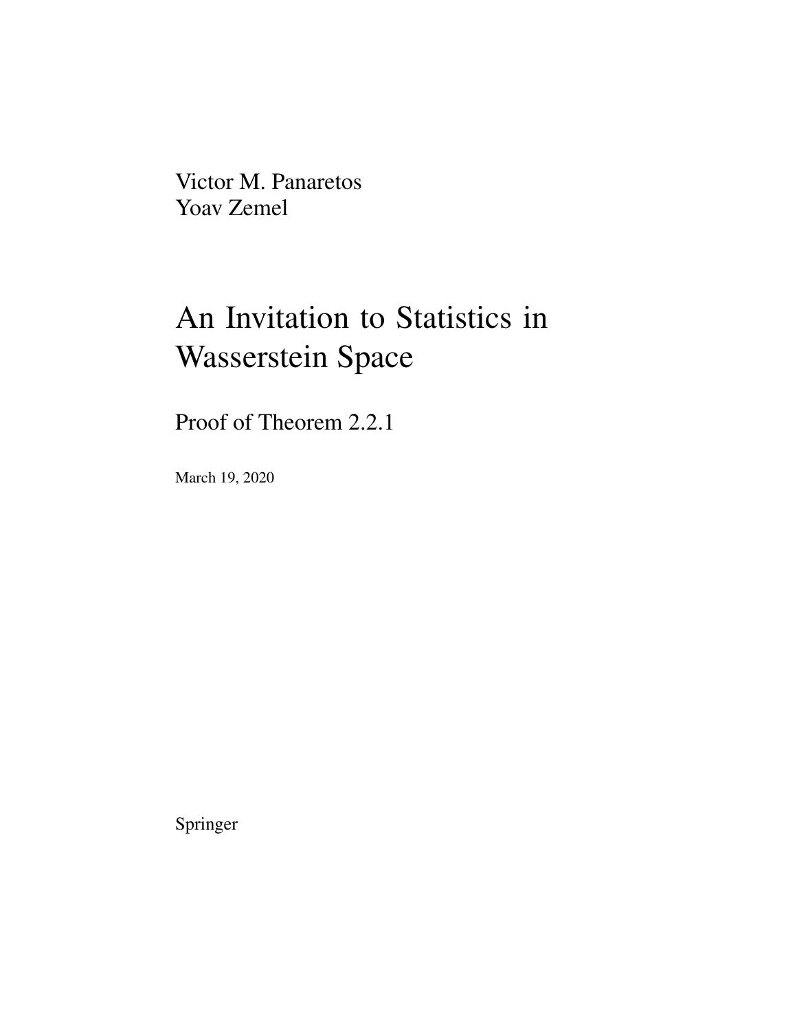Victor M. Panaretos
Yoav Zemel

# An Invitation to Statistics in Wasserstein Space

## Proof of Theorem 2.2.1

March 19, 2020

Springer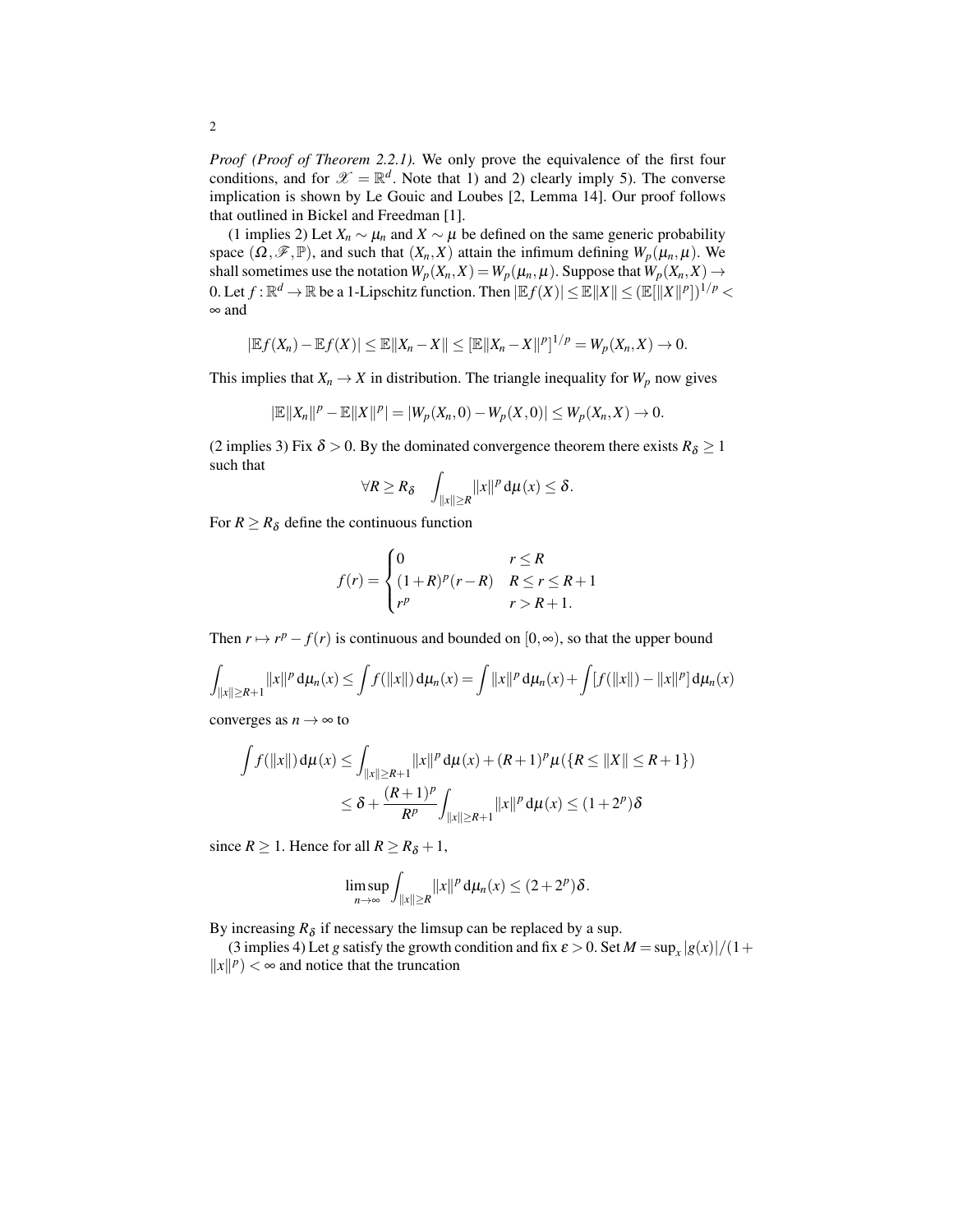*Proof (Proof of Theorem 2.2.1).* We only prove the equivalence of the first four conditions, and for $\mathscr{X} = \mathbb{R}^d$. Note that 1) and 2) clearly imply 5). The converse implication is shown by Le Gouic and Loubes [2, Lemma 14]. Our proof follows that outlined in Bickel and Freedman [1].

(1 implies 2) Let $X_n \sim \mu_n$ and $X \sim \mu$ be defined on the same generic probability space $(\Omega, \mathscr{F}, \mathbb{P})$, and such that $(X_n, X)$ attain the infimum defining $W_p(\mu_n, \mu)$. We shall sometimes use the notation $W_p(X_n, X) = W_p(\mu_n, \mu)$. Suppose that $W_p(X_n, X) \to 0$. Let $f : \mathbb{R}^d \to \mathbb{R}$ be a 1-Lipschitz function. Then $|\mathbb{E}f(X)| \le \mathbb{E}\|X\| \le (\mathbb{E}[\|X\|^p])^{1/p} < \infty$ and

$$|\mathbb{E}f(X_n) - \mathbb{E}f(X)| \le \mathbb{E}\|X_n - X\| \le [\mathbb{E}\|X_n - X\|^p]^{1/p} = W_p(X_n, X) \to 0.$$

This implies that $X_n \to X$ in distribution. The triangle inequality for $W_p$ now gives

$$|\mathbb{E}\|X_n\|^p - \mathbb{E}\|X\|^p| = |W_p(X_n, 0) - W_p(X, 0)| \le W_p(X_n, X) \to 0.$$

(2 implies 3) Fix $\delta > 0$. By the dominated convergence theorem there exists $R_\delta \ge 1$ such that

$$\forall R \ge R_\delta \quad \int_{\|x\| \ge R} \|x\|^p \, \mathrm{d}\mu(x) \le \delta.$$

For $R \ge R_\delta$ define the continuous function

$$f(r) = \begin{cases} 0 & r \le R \\ (1+R)^p (r - R) & R \le r \le R+1 \\ r^p & r > R+1. \end{cases}$$

Then $r \mapsto r^p - f(r)$ is continuous and bounded on $[0, \infty)$, so that the upper bound

$$\int_{\|x\| \ge R+1} \|x\|^p \, \mathrm{d}\mu_n(x) \le \int f(\|x\|) \, \mathrm{d}\mu_n(x) = \int \|x\|^p \, \mathrm{d}\mu_n(x) + \int [f(\|x\|) - \|x\|^p] \, \mathrm{d}\mu_n(x)$$

converges as $n \to \infty$ to

$$\begin{aligned} \int f(\|x\|) \, \mathrm{d}\mu(x) &\le \int_{\|x\| \ge R+1} \|x\|^p \, \mathrm{d}\mu(x) + (R+1)^p \mu(\{R \le \|X\| \le R+1\}) \\ &\le \delta + \frac{(R+1)^p}{R^p} \int_{\|x\| \ge R+1} \|x\|^p \, \mathrm{d}\mu(x) \le (1 + 2^p)\delta \end{aligned}$$

since $R \ge 1$. Hence for all $R \ge R_\delta + 1$,

$$\limsup_{n \to \infty} \int_{\|x\| \ge R} \|x\|^p \, \mathrm{d}\mu_n(x) \le (2 + 2^p)\delta.$$

By increasing $R_\delta$ if necessary the limsup can be replaced by a sup.

(3 implies 4) Let $g$ satisfy the growth condition and fix $\varepsilon > 0$. Set $M = \sup_x |g(x)|/(1 + \|x\|^p) < \infty$ and notice that the truncation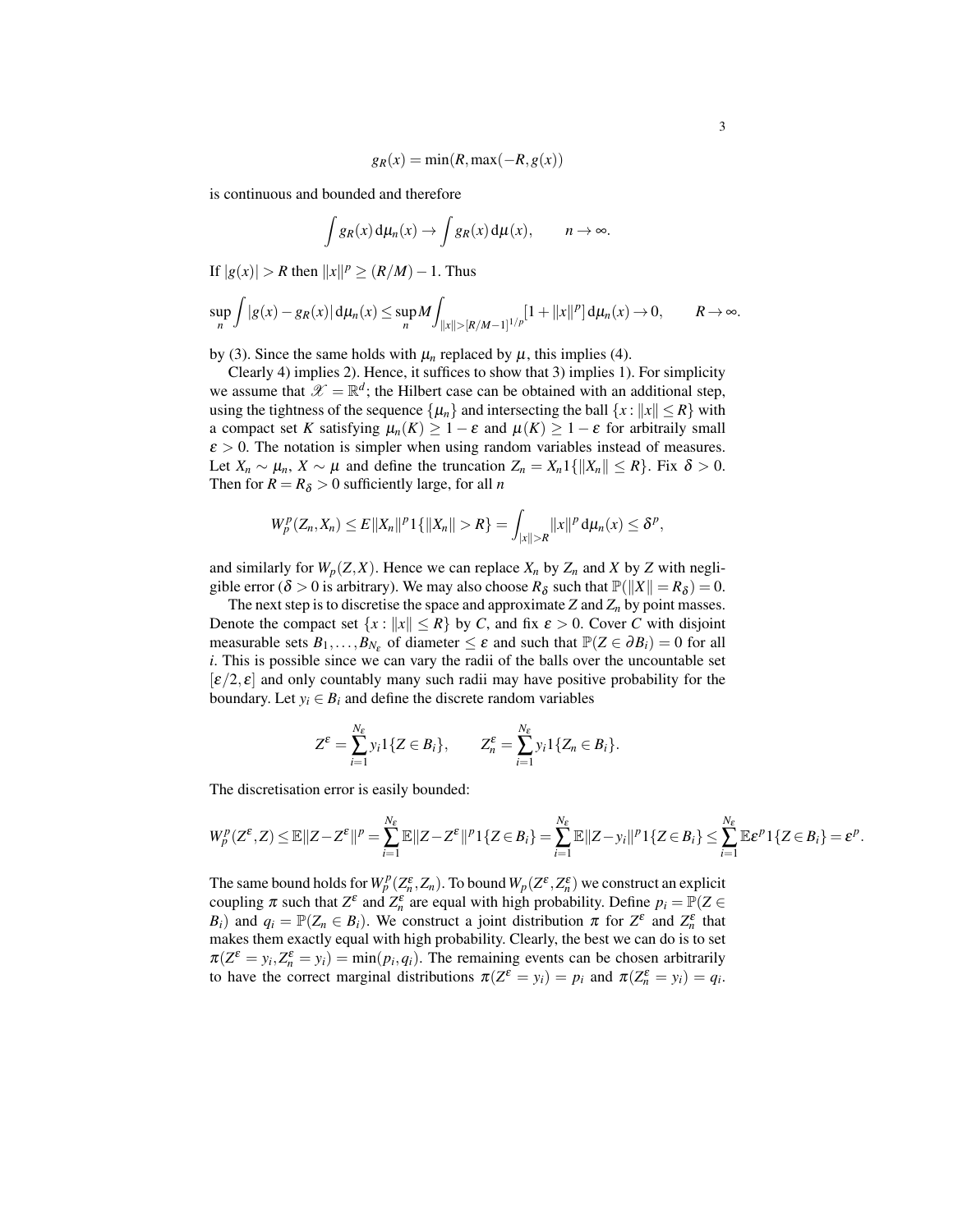$$g_R(x) = \min(R, \max(-R, g(x))$$

is continuous and bounded and therefore

$$\int g_R(x)\,\mathrm{d}\mu_n(x) \to \int g_R(x)\,\mathrm{d}\mu(x), \qquad n \to \infty.$$

If $|g(x)| > R$ then $\|x\|^p \geq (R/M) - 1$. Thus

$$\sup_n \int |g(x) - g_R(x)|\,\mathrm{d}\mu_n(x) \leq \sup_n M \int_{\|x\|>[R/M-1]^{1/p}} [1 + \|x\|^p]\,\mathrm{d}\mu_n(x) \to 0, \qquad R \to \infty.$$

by (3). Since the same holds with $\mu_n$ replaced by $\mu$, this implies (4).

Clearly 4) implies 2). Hence, it suffices to show that 3) implies 1). For simplicity we assume that $\mathscr{X} = \mathbb{R}^d$; the Hilbert case can be obtained with an additional step, using the tightness of the sequence $\{\mu_n\}$ and intersecting the ball $\{x : \|x\| \leq R\}$ with a compact set $K$ satisfying $\mu_n(K) \geq 1 - \varepsilon$ and $\mu(K) \geq 1 - \varepsilon$ for arbitrarily small $\varepsilon > 0$. The notation is simpler when using random variables instead of measures. Let $X_n \sim \mu_n$, $X \sim \mu$ and define the truncation $Z_n = X_n 1\{\|X_n\| \leq R\}$. Fix $\delta > 0$. Then for $R = R_\delta > 0$ sufficiently large, for all $n$

$$W_p^p(Z_n, X_n) \leq E\|X_n\|^p 1\{\|X_n\| > R\} = \int_{|x\|>R} \|x\|^p\,\mathrm{d}\mu_n(x) \leq \delta^p,$$

and similarly for $W_p(Z, X)$. Hence we can replace $X_n$ by $Z_n$ and $X$ by $Z$ with negligible error ($\delta > 0$ is arbitrary). We may also choose $R_\delta$ such that $\mathbb{P}(\|X\| = R_\delta) = 0$.

The next step is to discretise the space and approximate $Z$ and $Z_n$ by point masses. Denote the compact set $\{x : \|x\| \leq R\}$ by $C$, and fix $\varepsilon > 0$. Cover $C$ with disjoint measurable sets $B_1, \ldots, B_{N_\varepsilon}$ of diameter $\leq \varepsilon$ and such that $\mathbb{P}(Z \in \partial B_i) = 0$ for all $i$. This is possible since we can vary the radii of the balls over the uncountable set $[\varepsilon/2, \varepsilon]$ and only countably many such radii may have positive probability for the boundary. Let $y_i \in B_i$ and define the discrete random variables

$$Z^\varepsilon = \sum_{i=1}^{N_\varepsilon} y_i 1\{Z \in B_i\}, \qquad Z_n^\varepsilon = \sum_{i=1}^{N_\varepsilon} y_i 1\{Z_n \in B_i\}.$$

The discretisation error is easily bounded:

$$W_p^p(Z^\varepsilon, Z) \leq \mathbb{E}\|Z - Z^\varepsilon\|^p = \sum_{i=1}^{N_\varepsilon} \mathbb{E}\|Z - Z^\varepsilon\|^p 1\{Z \in B_i\} = \sum_{i=1}^{N_\varepsilon} \mathbb{E}\|Z - y_i\|^p 1\{Z \in B_i\} \leq \sum_{i=1}^{N_\varepsilon} \mathbb{E}\varepsilon^p 1\{Z \in B_i\} = \varepsilon^p.$$

The same bound holds for $W_p^p(Z_n^\varepsilon, Z_n)$. To bound $W_p(Z^\varepsilon, Z_n^\varepsilon)$ we construct an explicit coupling $\pi$ such that $Z^\varepsilon$ and $Z_n^\varepsilon$ are equal with high probability. Define $p_i = \mathbb{P}(Z \in B_i)$ and $q_i = \mathbb{P}(Z_n \in B_i)$. We construct a joint distribution $\pi$ for $Z^\varepsilon$ and $Z_n^\varepsilon$ that makes them exactly equal with high probability. Clearly, the best we can do is to set $\pi(Z^\varepsilon = y_i, Z_n^\varepsilon = y_i) = \min(p_i, q_i)$. The remaining events can be chosen arbitrarily to have the correct marginal distributions $\pi(Z^\varepsilon = y_i) = p_i$ and $\pi(Z_n^\varepsilon = y_i) = q_i$.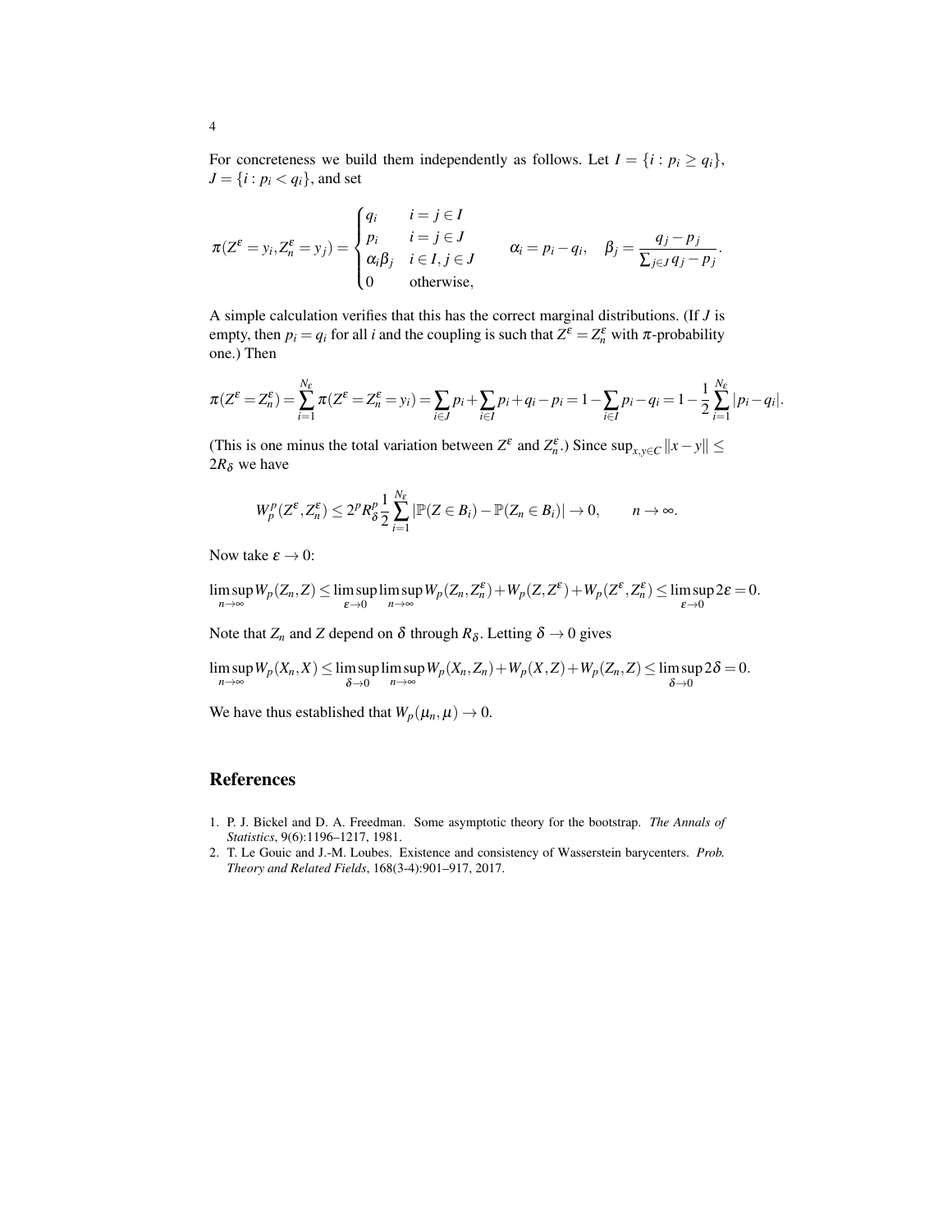For concreteness we build them independently as follows. Let $I = \{i : p_i \geq q_i\}$, $J = \{i : p_i < q_i\}$, and set

$$\pi(Z^\varepsilon = y_i, Z_n^\varepsilon = y_j) = \begin{cases} q_i & i = j \in I \\ p_i & i = j \in J \\ \alpha_i \beta_j & i \in I, j \in J \\ 0 & \text{otherwise,} \end{cases} \qquad \alpha_i = p_i - q_i, \quad \beta_j = \frac{q_j - p_j}{\sum_{j \in J} q_j - p_j}.$$

A simple calculation verifies that this has the correct marginal distributions. (If $J$ is empty, then $p_i = q_i$ for all $i$ and the coupling is such that $Z^\varepsilon = Z_n^\varepsilon$ with $\pi$-probability one.) Then

$$\pi(Z^\varepsilon = Z_n^\varepsilon) = \sum_{i=1}^{N_\varepsilon} \pi(Z^\varepsilon = Z_n^\varepsilon = y_i) = \sum_{i \in J} p_i + \sum_{i \in I} p_i + q_i - p_i = 1 - \sum_{i \in I} p_i - q_i = 1 - \frac{1}{2} \sum_{i=1}^{N_\varepsilon} |p_i - q_i|.$$

(This is one minus the total variation between $Z^\varepsilon$ and $Z_n^\varepsilon$.) Since $\sup_{x,y \in C} \|x - y\| \leq 2R_\delta$ we have

$$W_p^p(Z^\varepsilon, Z_n^\varepsilon) \leq 2^p R_\delta^p \frac{1}{2} \sum_{i=1}^{N_\varepsilon} |\mathbb{P}(Z \in B_i) - \mathbb{P}(Z_n \in B_i)| \to 0, \qquad n \to \infty.$$

Now take $\varepsilon \to 0$:

$$\limsup_{n\to\infty} W_p(Z_n, Z) \leq \limsup_{\varepsilon \to 0} \limsup_{n\to\infty} W_p(Z_n, Z_n^\varepsilon) + W_p(Z, Z^\varepsilon) + W_p(Z^\varepsilon, Z_n^\varepsilon) \leq \limsup_{\varepsilon\to 0} 2\varepsilon = 0.$$

Note that $Z_n$ and $Z$ depend on $\delta$ through $R_\delta$. Letting $\delta \to 0$ gives

$$\limsup_{n\to\infty} W_p(X_n, X) \leq \limsup_{\delta \to 0} \limsup_{n\to\infty} W_p(X_n, Z_n) + W_p(X, Z) + W_p(Z_n, Z) \leq \limsup_{\delta\to 0} 2\delta = 0.$$

We have thus established that $W_p(\mu_n, \mu) \to 0$.

## References

1. P. J. Bickel and D. A. Freedman. Some asymptotic theory for the bootstrap. *The Annals of Statistics*, 9(6):1196–1217, 1981.
2. T. Le Gouic and J.-M. Loubes. Existence and consistency of Wasserstein barycenters. *Prob. Theory and Related Fields*, 168(3-4):901–917, 2017.